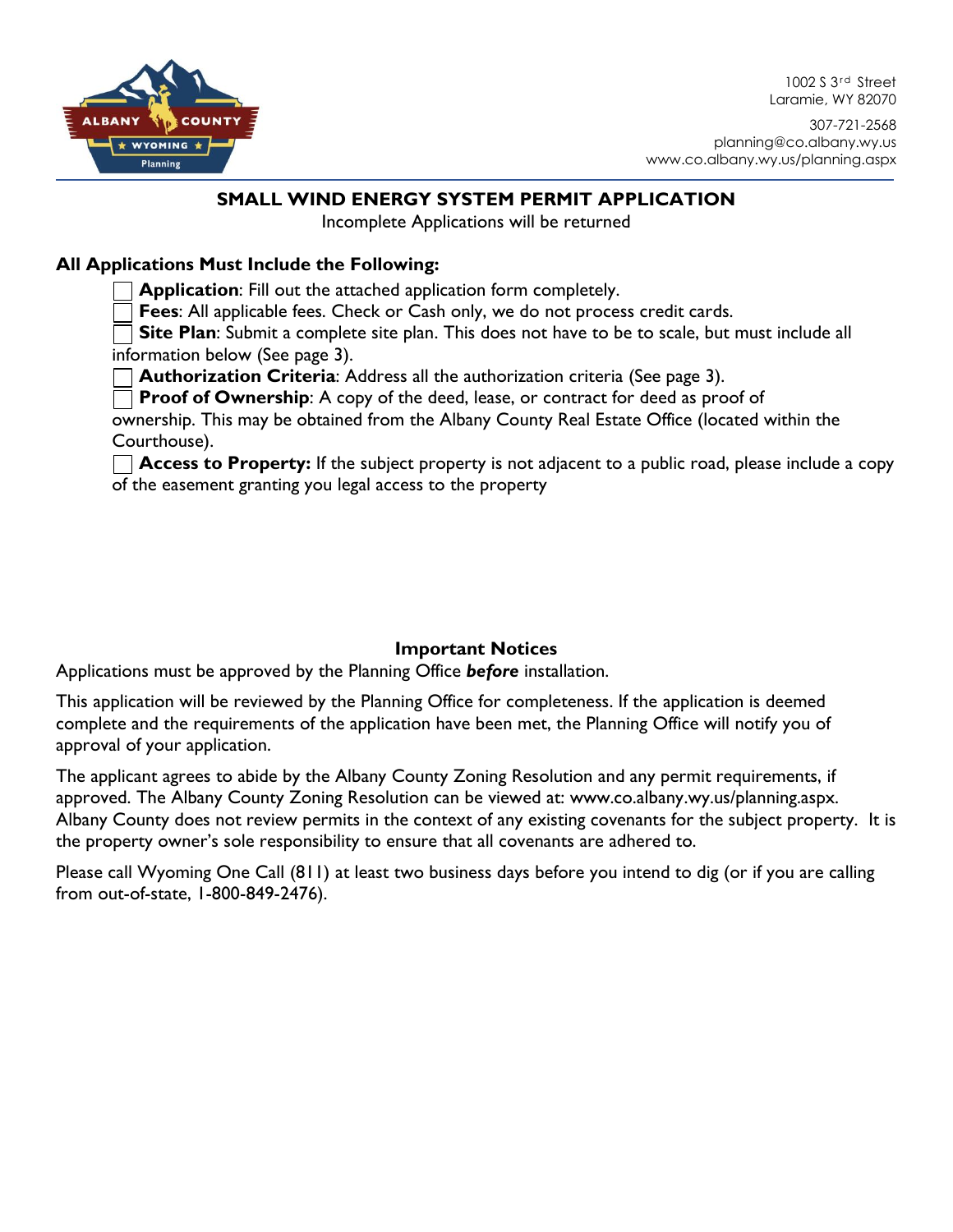1002 S 3rd Street
Laramie, WY 82070
307-721-2568
planning@co.albany.wy.us
www.co.albany.wy.us/planning.aspx

# SMALL WIND ENERGY SYSTEM PERMIT APPLICATION

Incomplete Applications will be returned

## All Applications Must Include the Following:

- ☐ **Application**: Fill out the attached application form completely.
- ☐ **Fees**: All applicable fees. Check or Cash only, we do not process credit cards.
- ☐ **Site Plan**: Submit a complete site plan. This does not have to be to scale, but must include all information below (See page 3).
- ☐ **Authorization Criteria**: Address all the authorization criteria (See page 3).
- ☐ **Proof of Ownership**: A copy of the deed, lease, or contract for deed as proof of ownership. This may be obtained from the Albany County Real Estate Office (located within the Courthouse).
- ☐ **Access to Property:** If the subject property is not adjacent to a public road, please include a copy of the easement granting you legal access to the property

## Important Notices

Applications must be approved by the Planning Office ***before*** installation.

This application will be reviewed by the Planning Office for completeness. If the application is deemed complete and the requirements of the application have been met, the Planning Office will notify you of approval of your application.

The applicant agrees to abide by the Albany County Zoning Resolution and any permit requirements, if approved. The Albany County Zoning Resolution can be viewed at: www.co.albany.wy.us/planning.aspx. Albany County does not review permits in the context of any existing covenants for the subject property. It is the property owner's sole responsibility to ensure that all covenants are adhered to.

Please call Wyoming One Call (811) at least two business days before you intend to dig (or if you are calling from out-of-state, 1-800-849-2476).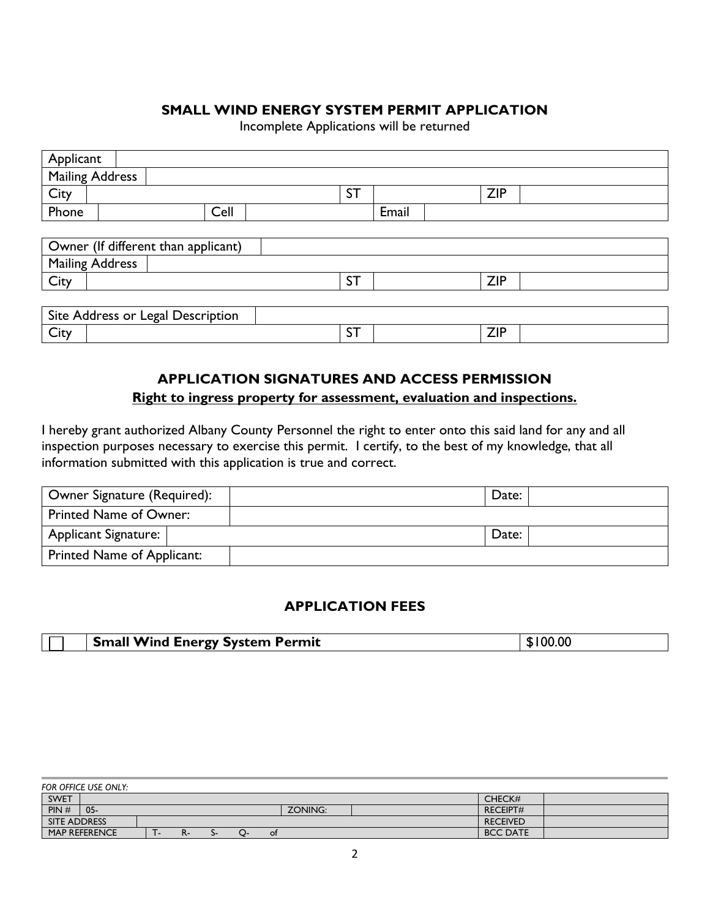## SMALL WIND ENERGY SYSTEM PERMIT APPLICATION

Incomplete Applications will be returned

| Applicant | | | | | |
|---|---|---|---|---|---|
| Mailing Address | | | | | |
| City | | ST | | ZIP | |
| Phone | | Cell | | Email | |

| Owner (If different than applicant) | | | | | |
|---|---|---|---|---|---|
| Mailing Address | | | | | |
| City | | ST | | ZIP | |

| Site Address or Legal Description | | | | | |
|---|---|---|---|---|---|
| City | | ST | | ZIP | |

## APPLICATION SIGNATURES AND ACCESS PERMISSION

**Right to ingress property for assessment, evaluation and inspections.**

I hereby grant authorized Albany County Personnel the right to enter onto this said land for any and all inspection purposes necessary to exercise this permit. I certify, to the best of my knowledge, that all information submitted with this application is true and correct.

| Owner Signature (Required): | | Date: | |
|---|---|---|---|
| Printed Name of Owner: | | | |
| Applicant Signature: | | Date: | |
| Printed Name of Applicant: | | | |

## APPLICATION FEES

| ☐ | **Small Wind Energy System Permit** | $100.00 |
|---|---|---|

*FOR OFFICE USE ONLY:*

| SWET | | | | CHECK# | |
|---|---|---|---|---|---|
| PIN # | 05- | ZONING: | | RECEIPT# | |
| SITE ADDRESS | | | | RECEIVED | |
| MAP REFERENCE | T- R- S- Q- of | | | BCC DATE | |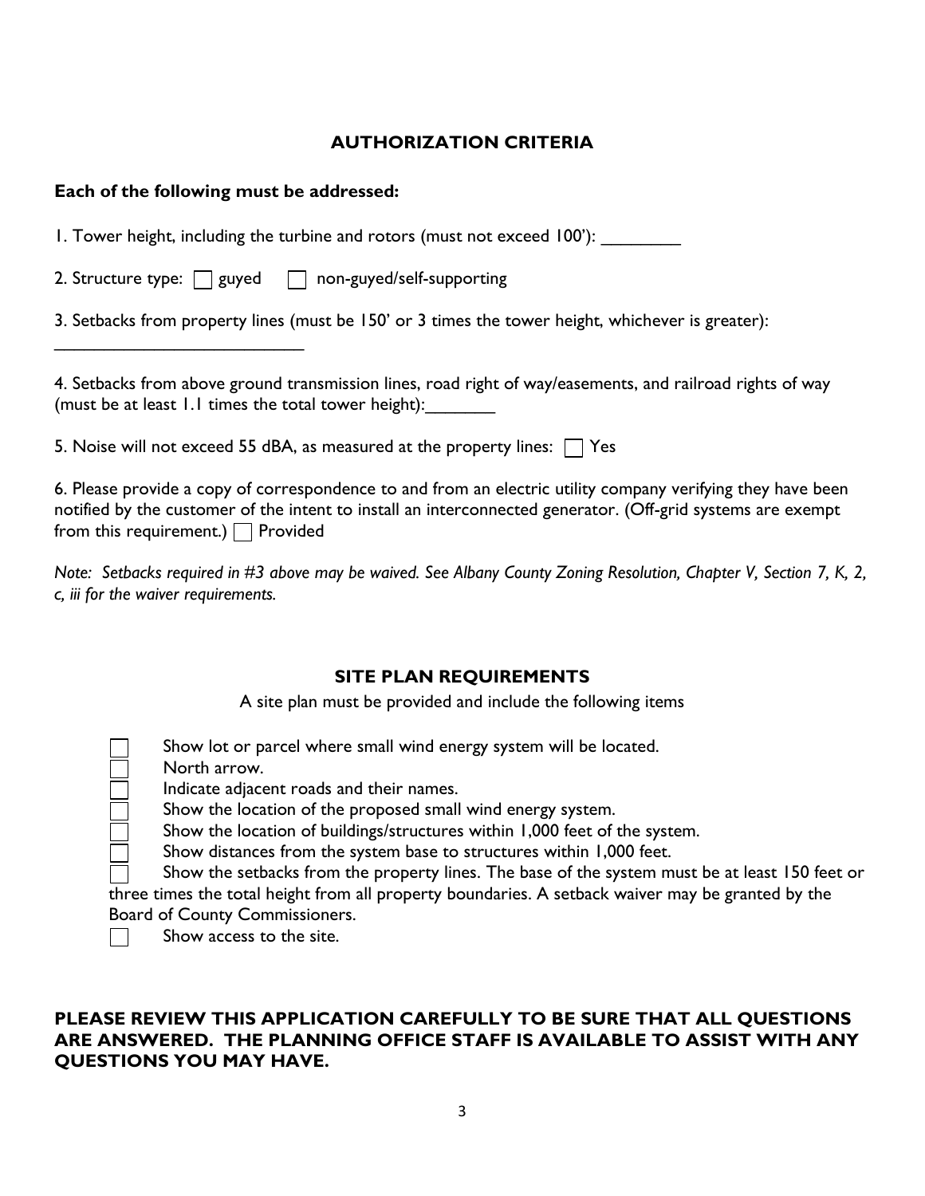## AUTHORIZATION CRITERIA

**Each of the following must be addressed:**

1. Tower height, including the turbine and rotors (must not exceed 100'): ________

2. Structure type: ☐ guyed ☐ non-guyed/self-supporting

3. Setbacks from property lines (must be 150' or 3 times the tower height, whichever is greater): __________________________

4. Setbacks from above ground transmission lines, road right of way/easements, and railroad rights of way (must be at least 1.1 times the total tower height):_______

5. Noise will not exceed 55 dBA, as measured at the property lines: ☐ Yes

6. Please provide a copy of correspondence to and from an electric utility company verifying they have been notified by the customer of the intent to install an interconnected generator. (Off-grid systems are exempt from this requirement.) ☐ Provided

*Note: Setbacks required in #3 above may be waived. See Albany County Zoning Resolution, Chapter V, Section 7, K, 2, c, iii for the waiver requirements.*

## SITE PLAN REQUIREMENTS

A site plan must be provided and include the following items

☐ Show lot or parcel where small wind energy system will be located.
☐ North arrow.
☐ Indicate adjacent roads and their names.
☐ Show the location of the proposed small wind energy system.
☐ Show the location of buildings/structures within 1,000 feet of the system.
☐ Show distances from the system base to structures within 1,000 feet.
☐ Show the setbacks from the property lines. The base of the system must be at least 150 feet or three times the total height from all property boundaries. A setback waiver may be granted by the Board of County Commissioners.
☐ Show access to the site.

**PLEASE REVIEW THIS APPLICATION CAREFULLY TO BE SURE THAT ALL QUESTIONS ARE ANSWERED. THE PLANNING OFFICE STAFF IS AVAILABLE TO ASSIST WITH ANY QUESTIONS YOU MAY HAVE.**